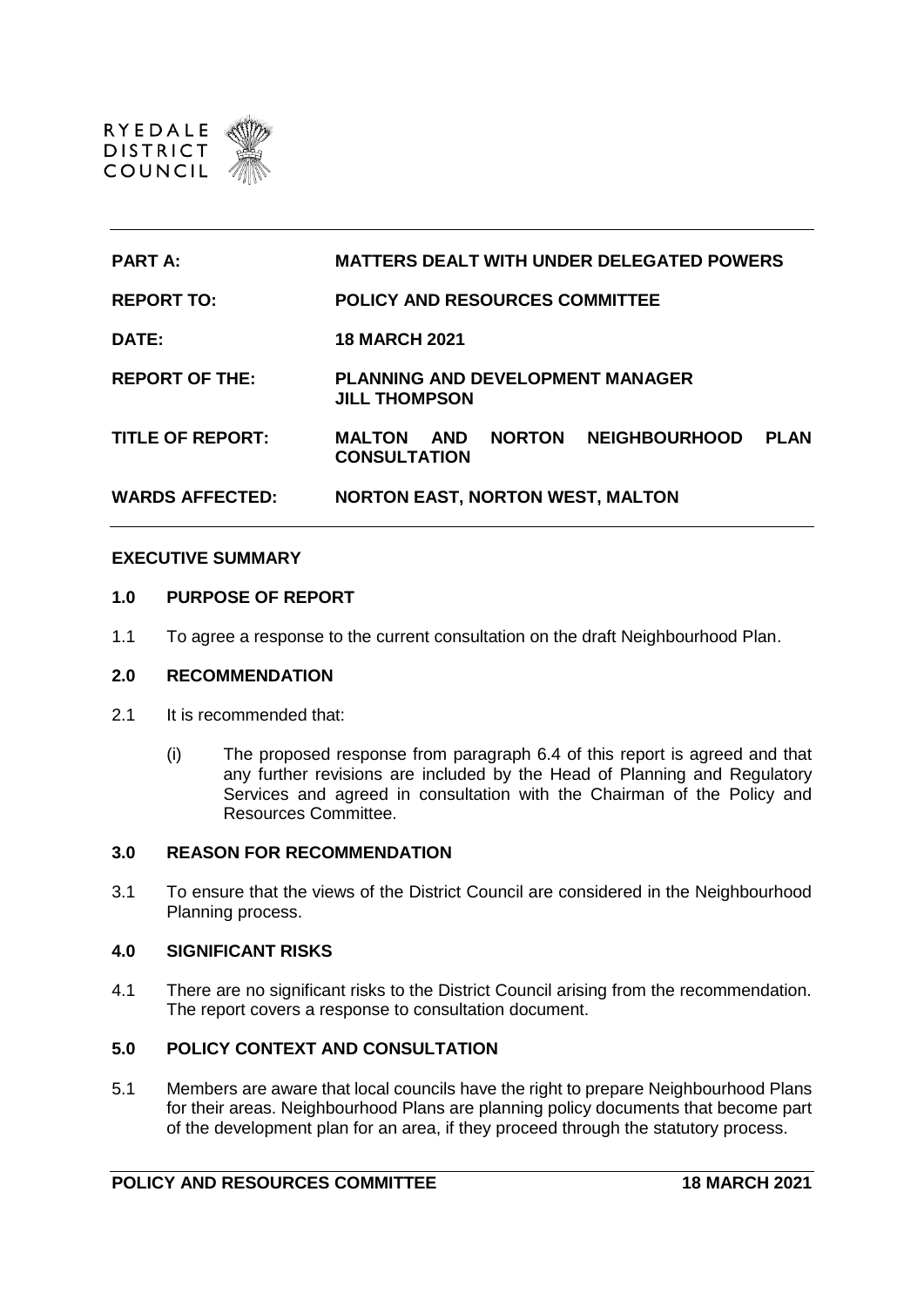RYEDALE DISTRICT COUNCIL

| | |
|---|---|
| **PART A:** | **MATTERS DEALT WITH UNDER DELEGATED POWERS** |
| **REPORT TO:** | **POLICY AND RESOURCES COMMITTEE** |
| **DATE:** | **18 MARCH 2021** |
| **REPORT OF THE:** | **PLANNING AND DEVELOPMENT MANAGER JILL THOMPSON** |
| **TITLE OF REPORT:** | **MALTON AND NORTON NEIGHBOURHOOD PLAN CONSULTATION** |
| **WARDS AFFECTED:** | **NORTON EAST, NORTON WEST, MALTON** |

## EXECUTIVE SUMMARY

### 1.0 PURPOSE OF REPORT

1.1 To agree a response to the current consultation on the draft Neighbourhood Plan.

### 2.0 RECOMMENDATION

2.1 It is recommended that:

(i) The proposed response from paragraph 6.4 of this report is agreed and that any further revisions are included by the Head of Planning and Regulatory Services and agreed in consultation with the Chairman of the Policy and Resources Committee.

### 3.0 REASON FOR RECOMMENDATION

3.1 To ensure that the views of the District Council are considered in the Neighbourhood Planning process.

### 4.0 SIGNIFICANT RISKS

4.1 There are no significant risks to the District Council arising from the recommendation. The report covers a response to consultation document.

### 5.0 POLICY CONTEXT AND CONSULTATION

5.1 Members are aware that local councils have the right to prepare Neighbourhood Plans for their areas. Neighbourhood Plans are planning policy documents that become part of the development plan for an area, if they proceed through the statutory process.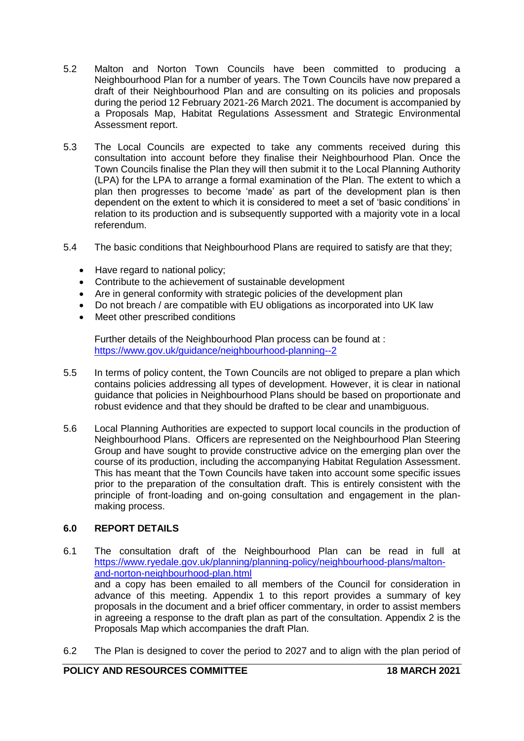5.2 Malton and Norton Town Councils have been committed to producing a Neighbourhood Plan for a number of years. The Town Councils have now prepared a draft of their Neighbourhood Plan and are consulting on its policies and proposals during the period 12 February 2021-26 March 2021. The document is accompanied by a Proposals Map, Habitat Regulations Assessment and Strategic Environmental Assessment report.

5.3 The Local Councils are expected to take any comments received during this consultation into account before they finalise their Neighbourhood Plan. Once the Town Councils finalise the Plan they will then submit it to the Local Planning Authority (LPA) for the LPA to arrange a formal examination of the Plan. The extent to which a plan then progresses to become 'made' as part of the development plan is then dependent on the extent to which it is considered to meet a set of 'basic conditions' in relation to its production and is subsequently supported with a majority vote in a local referendum.

5.4 The basic conditions that Neighbourhood Plans are required to satisfy are that they;

- Have regard to national policy;
- Contribute to the achievement of sustainable development
- Are in general conformity with strategic policies of the development plan
- Do not breach / are compatible with EU obligations as incorporated into UK law
- Meet other prescribed conditions

Further details of the Neighbourhood Plan process can be found at : https://www.gov.uk/guidance/neighbourhood-planning--2

5.5 In terms of policy content, the Town Councils are not obliged to prepare a plan which contains policies addressing all types of development. However, it is clear in national guidance that policies in Neighbourhood Plans should be based on proportionate and robust evidence and that they should be drafted to be clear and unambiguous.

5.6 Local Planning Authorities are expected to support local councils in the production of Neighbourhood Plans. Officers are represented on the Neighbourhood Plan Steering Group and have sought to provide constructive advice on the emerging plan over the course of its production, including the accompanying Habitat Regulation Assessment. This has meant that the Town Councils have taken into account some specific issues prior to the preparation of the consultation draft. This is entirely consistent with the principle of front-loading and on-going consultation and engagement in the plan-making process.

## 6.0 REPORT DETAILS

6.1 The consultation draft of the Neighbourhood Plan can be read in full at https://www.ryedale.gov.uk/planning/planning-policy/neighbourhood-plans/malton-and-norton-neighbourhood-plan.html and a copy has been emailed to all members of the Council for consideration in advance of this meeting. Appendix 1 to this report provides a summary of key proposals in the document and a brief officer commentary, in order to assist members in agreeing a response to the draft plan as part of the consultation. Appendix 2 is the Proposals Map which accompanies the draft Plan.

6.2 The Plan is designed to cover the period to 2027 and to align with the plan period of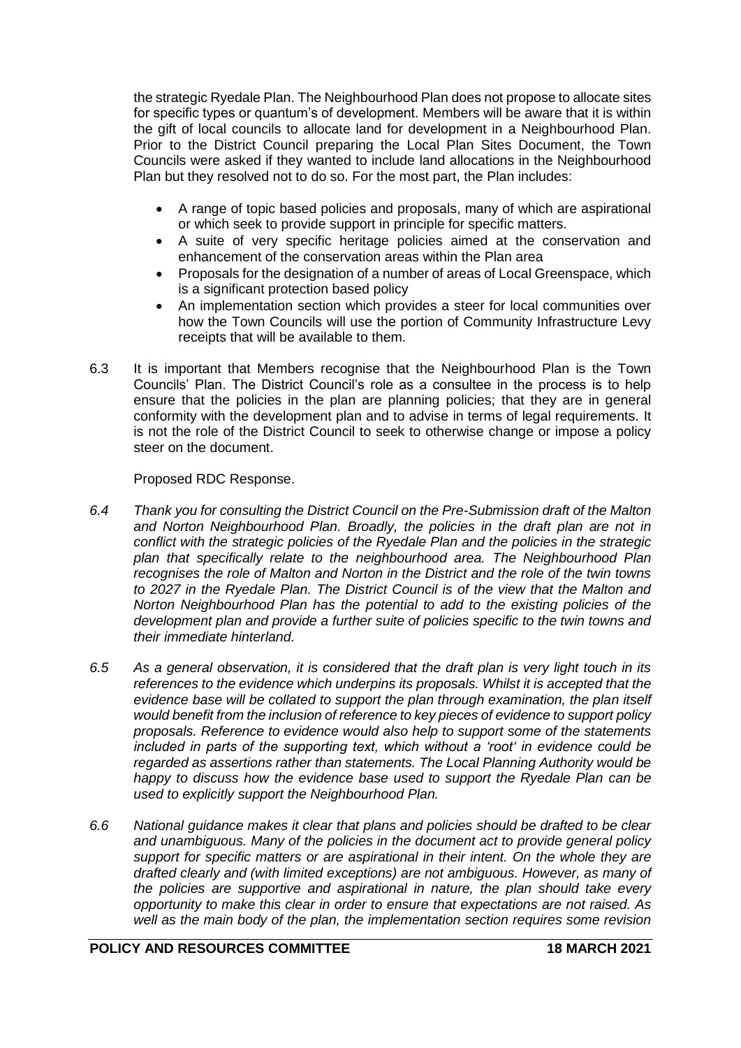the strategic Ryedale Plan. The Neighbourhood Plan does not propose to allocate sites for specific types or quantum's of development. Members will be aware that it is within the gift of local councils to allocate land for development in a Neighbourhood Plan. Prior to the District Council preparing the Local Plan Sites Document, the Town Councils were asked if they wanted to include land allocations in the Neighbourhood Plan but they resolved not to do so. For the most part, the Plan includes:

- A range of topic based policies and proposals, many of which are aspirational or which seek to provide support in principle for specific matters.
- A suite of very specific heritage policies aimed at the conservation and enhancement of the conservation areas within the Plan area
- Proposals for the designation of a number of areas of Local Greenspace, which is a significant protection based policy
- An implementation section which provides a steer for local communities over how the Town Councils will use the portion of Community Infrastructure Levy receipts that will be available to them.

6.3 It is important that Members recognise that the Neighbourhood Plan is the Town Councils' Plan. The District Council's role as a consultee in the process is to help ensure that the policies in the plan are planning policies; that they are in general conformity with the development plan and to advise in terms of legal requirements. It is not the role of the District Council to seek to otherwise change or impose a policy steer on the document.

Proposed RDC Response.

*6.4 Thank you for consulting the District Council on the Pre-Submission draft of the Malton and Norton Neighbourhood Plan. Broadly, the policies in the draft plan are not in conflict with the strategic policies of the Ryedale Plan and the policies in the strategic plan that specifically relate to the neighbourhood area. The Neighbourhood Plan recognises the role of Malton and Norton in the District and the role of the twin towns to 2027 in the Ryedale Plan. The District Council is of the view that the Malton and Norton Neighbourhood Plan has the potential to add to the existing policies of the development plan and provide a further suite of policies specific to the twin towns and their immediate hinterland.*

*6.5 As a general observation, it is considered that the draft plan is very light touch in its references to the evidence which underpins its proposals. Whilst it is accepted that the evidence base will be collated to support the plan through examination, the plan itself would benefit from the inclusion of reference to key pieces of evidence to support policy proposals. Reference to evidence would also help to support some of the statements included in parts of the supporting text, which without a 'root' in evidence could be regarded as assertions rather than statements. The Local Planning Authority would be happy to discuss how the evidence base used to support the Ryedale Plan can be used to explicitly support the Neighbourhood Plan.*

*6.6 National guidance makes it clear that plans and policies should be drafted to be clear and unambiguous. Many of the policies in the document act to provide general policy support for specific matters or are aspirational in their intent. On the whole they are drafted clearly and (with limited exceptions) are not ambiguous. However, as many of the policies are supportive and aspirational in nature, the plan should take every opportunity to make this clear in order to ensure that expectations are not raised. As well as the main body of the plan, the implementation section requires some revision*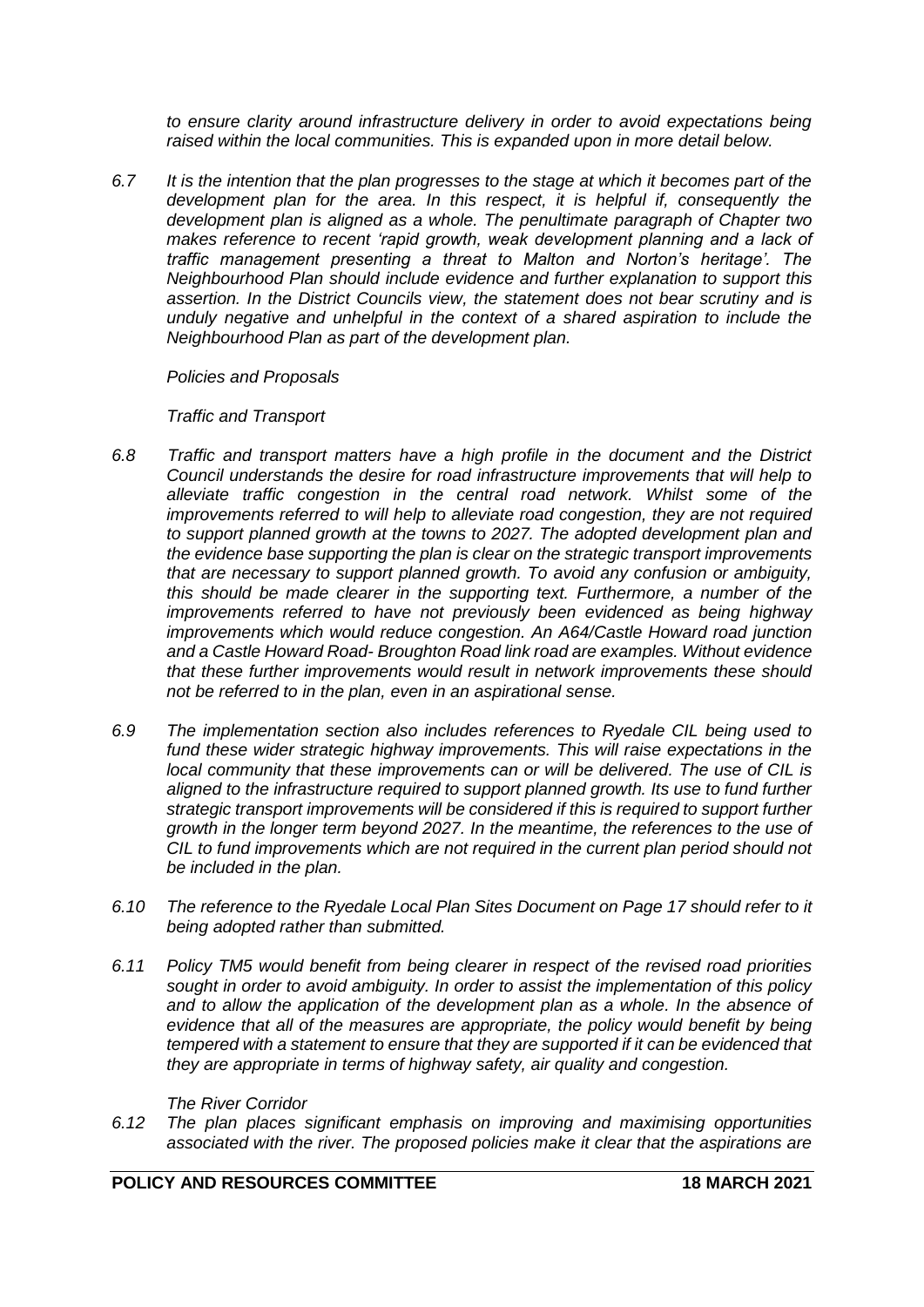*to ensure clarity around infrastructure delivery in order to avoid expectations being raised within the local communities. This is expanded upon in more detail below.*

*6.7 It is the intention that the plan progresses to the stage at which it becomes part of the development plan for the area. In this respect, it is helpful if, consequently the development plan is aligned as a whole. The penultimate paragraph of Chapter two makes reference to recent 'rapid growth, weak development planning and a lack of traffic management presenting a threat to Malton and Norton's heritage'. The Neighbourhood Plan should include evidence and further explanation to support this assertion. In the District Councils view, the statement does not bear scrutiny and is unduly negative and unhelpful in the context of a shared aspiration to include the Neighbourhood Plan as part of the development plan.*

*Policies and Proposals*

*Traffic and Transport*

*6.8 Traffic and transport matters have a high profile in the document and the District Council understands the desire for road infrastructure improvements that will help to alleviate traffic congestion in the central road network. Whilst some of the improvements referred to will help to alleviate road congestion, they are not required to support planned growth at the towns to 2027. The adopted development plan and the evidence base supporting the plan is clear on the strategic transport improvements that are necessary to support planned growth. To avoid any confusion or ambiguity, this should be made clearer in the supporting text. Furthermore, a number of the improvements referred to have not previously been evidenced as being highway improvements which would reduce congestion. An A64/Castle Howard road junction and a Castle Howard Road- Broughton Road link road are examples. Without evidence that these further improvements would result in network improvements these should not be referred to in the plan, even in an aspirational sense.*

*6.9 The implementation section also includes references to Ryedale CIL being used to fund these wider strategic highway improvements. This will raise expectations in the local community that these improvements can or will be delivered. The use of CIL is aligned to the infrastructure required to support planned growth. Its use to fund further strategic transport improvements will be considered if this is required to support further growth in the longer term beyond 2027. In the meantime, the references to the use of CIL to fund improvements which are not required in the current plan period should not be included in the plan.*

*6.10 The reference to the Ryedale Local Plan Sites Document on Page 17 should refer to it being adopted rather than submitted.*

*6.11 Policy TM5 would benefit from being clearer in respect of the revised road priorities sought in order to avoid ambiguity. In order to assist the implementation of this policy and to allow the application of the development plan as a whole. In the absence of evidence that all of the measures are appropriate, the policy would benefit by being tempered with a statement to ensure that they are supported if it can be evidenced that they are appropriate in terms of highway safety, air quality and congestion.*

*The River Corridor*

*6.12 The plan places significant emphasis on improving and maximising opportunities associated with the river. The proposed policies make it clear that the aspirations are*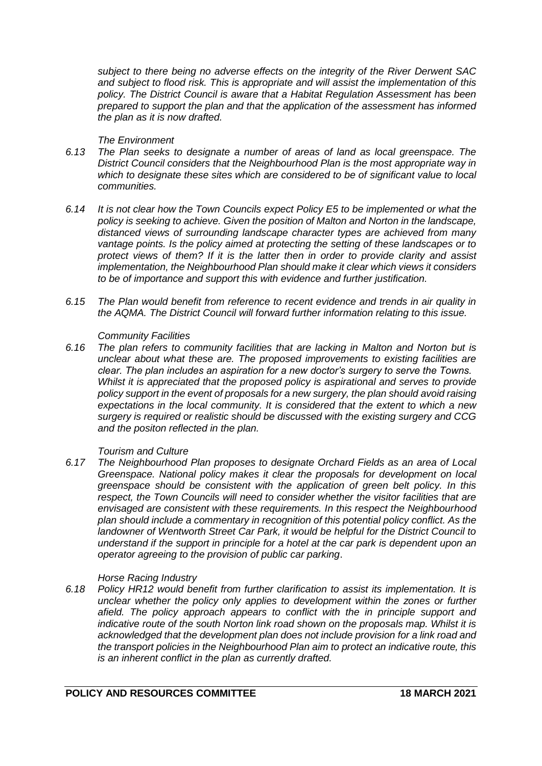*subject to there being no adverse effects on the integrity of the River Derwent SAC and subject to flood risk. This is appropriate and will assist the implementation of this policy. The District Council is aware that a Habitat Regulation Assessment has been prepared to support the plan and that the application of the assessment has informed the plan as it is now drafted.*

*The Environment*

*6.13 The Plan seeks to designate a number of areas of land as local greenspace. The District Council considers that the Neighbourhood Plan is the most appropriate way in which to designate these sites which are considered to be of significant value to local communities.*

*6.14 It is not clear how the Town Councils expect Policy E5 to be implemented or what the policy is seeking to achieve. Given the position of Malton and Norton in the landscape, distanced views of surrounding landscape character types are achieved from many vantage points. Is the policy aimed at protecting the setting of these landscapes or to protect views of them? If it is the latter then in order to provide clarity and assist implementation, the Neighbourhood Plan should make it clear which views it considers to be of importance and support this with evidence and further justification.*

*6.15 The Plan would benefit from reference to recent evidence and trends in air quality in the AQMA. The District Council will forward further information relating to this issue.*

*Community Facilities*

*6.16 The plan refers to community facilities that are lacking in Malton and Norton but is unclear about what these are. The proposed improvements to existing facilities are clear. The plan includes an aspiration for a new doctor's surgery to serve the Towns. Whilst it is appreciated that the proposed policy is aspirational and serves to provide policy support in the event of proposals for a new surgery, the plan should avoid raising expectations in the local community. It is considered that the extent to which a new surgery is required or realistic should be discussed with the existing surgery and CCG and the positon reflected in the plan.*

*Tourism and Culture*

*6.17 The Neighbourhood Plan proposes to designate Orchard Fields as an area of Local Greenspace. National policy makes it clear the proposals for development on local greenspace should be consistent with the application of green belt policy. In this respect, the Town Councils will need to consider whether the visitor facilities that are envisaged are consistent with these requirements. In this respect the Neighbourhood plan should include a commentary in recognition of this potential policy conflict. As the landowner of Wentworth Street Car Park, it would be helpful for the District Council to understand if the support in principle for a hotel at the car park is dependent upon an operator agreeing to the provision of public car parking.*

*Horse Racing Industry*

*6.18 Policy HR12 would benefit from further clarification to assist its implementation. It is unclear whether the policy only applies to development within the zones or further afield. The policy approach appears to conflict with the in principle support and indicative route of the south Norton link road shown on the proposals map. Whilst it is acknowledged that the development plan does not include provision for a link road and the transport policies in the Neighbourhood Plan aim to protect an indicative route, this is an inherent conflict in the plan as currently drafted.*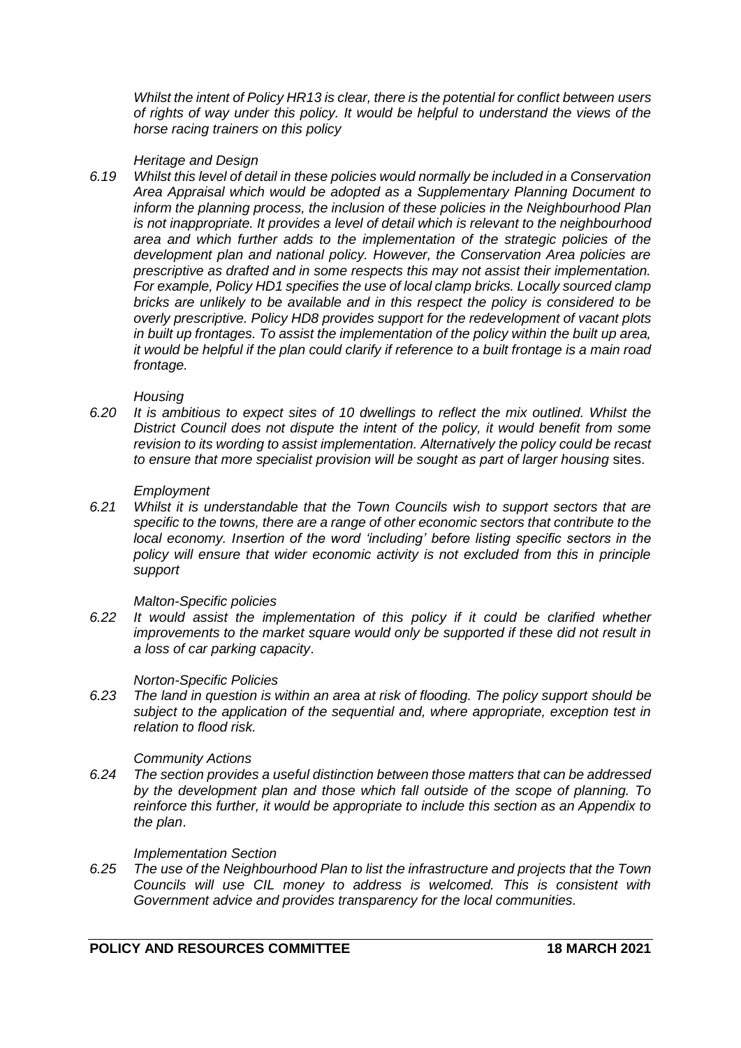*Whilst the intent of Policy HR13 is clear, there is the potential for conflict between users of rights of way under this policy. It would be helpful to understand the views of the horse racing trainers on this policy*

*Heritage and Design*

6.19 *Whilst this level of detail in these policies would normally be included in a Conservation Area Appraisal which would be adopted as a Supplementary Planning Document to inform the planning process, the inclusion of these policies in the Neighbourhood Plan is not inappropriate. It provides a level of detail which is relevant to the neighbourhood area and which further adds to the implementation of the strategic policies of the development plan and national policy. However, the Conservation Area policies are prescriptive as drafted and in some respects this may not assist their implementation. For example, Policy HD1 specifies the use of local clamp bricks. Locally sourced clamp bricks are unlikely to be available and in this respect the policy is considered to be overly prescriptive. Policy HD8 provides support for the redevelopment of vacant plots in built up frontages. To assist the implementation of the policy within the built up area, it would be helpful if the plan could clarify if reference to a built frontage is a main road frontage.*

*Housing*

6.20 *It is ambitious to expect sites of 10 dwellings to reflect the mix outlined. Whilst the District Council does not dispute the intent of the policy, it would benefit from some revision to its wording to assist implementation. Alternatively the policy could be recast to ensure that more specialist provision will be sought as part of larger housing* sites.

*Employment*

6.21 *Whilst it is understandable that the Town Councils wish to support sectors that are specific to the towns, there are a range of other economic sectors that contribute to the local economy. Insertion of the word 'including' before listing specific sectors in the policy will ensure that wider economic activity is not excluded from this in principle support*

*Malton-Specific policies*

6.22 *It would assist the implementation of this policy if it could be clarified whether improvements to the market square would only be supported if these did not result in a loss of car parking capacity*.

*Norton-Specific Policies*

6.23 *The land in question is within an area at risk of flooding. The policy support should be subject to the application of the sequential and, where appropriate, exception test in relation to flood risk.*

*Community Actions*

6.24 *The section provides a useful distinction between those matters that can be addressed by the development plan and those which fall outside of the scope of planning. To reinforce this further, it would be appropriate to include this section as an Appendix to the plan*.

*Implementation Section*

6.25 *The use of the Neighbourhood Plan to list the infrastructure and projects that the Town Councils will use CIL money to address is welcomed. This is consistent with Government advice and provides transparency for the local communities.*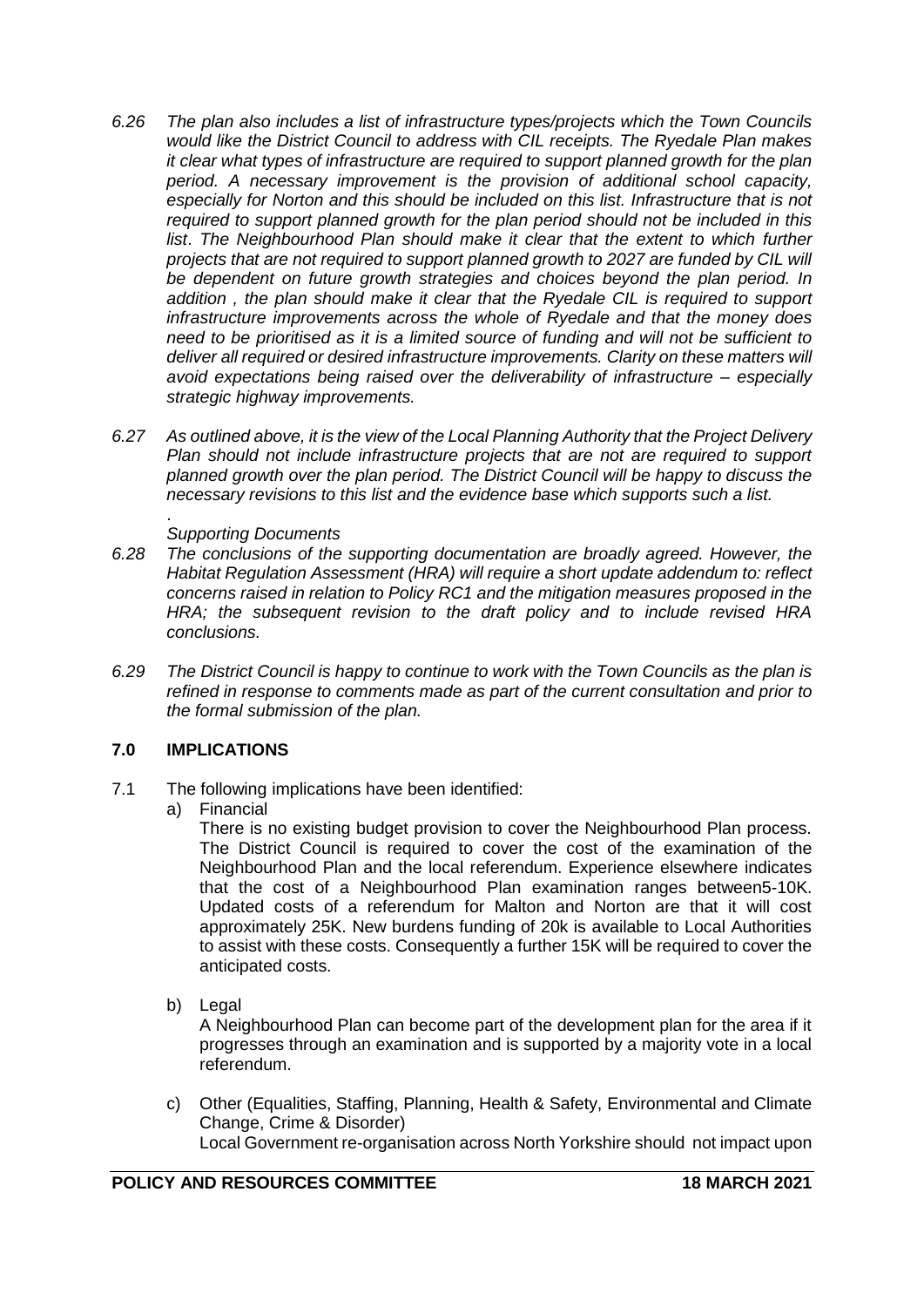*6.26 The plan also includes a list of infrastructure types/projects which the Town Councils would like the District Council to address with CIL receipts. The Ryedale Plan makes it clear what types of infrastructure are required to support planned growth for the plan period. A necessary improvement is the provision of additional school capacity, especially for Norton and this should be included on this list. Infrastructure that is not required to support planned growth for the plan period should not be included in this list. The Neighbourhood Plan should make it clear that the extent to which further projects that are not required to support planned growth to 2027 are funded by CIL will be dependent on future growth strategies and choices beyond the plan period. In addition , the plan should make it clear that the Ryedale CIL is required to support infrastructure improvements across the whole of Ryedale and that the money does need to be prioritised as it is a limited source of funding and will not be sufficient to deliver all required or desired infrastructure improvements. Clarity on these matters will avoid expectations being raised over the deliverability of infrastructure – especially strategic highway improvements.*

*6.27 As outlined above, it is the view of the Local Planning Authority that the Project Delivery Plan should not include infrastructure projects that are not are required to support planned growth over the plan period. The District Council will be happy to discuss the necessary revisions to this list and the evidence base which supports such a list.*

*.*

*Supporting Documents*

*6.28 The conclusions of the supporting documentation are broadly agreed. However, the Habitat Regulation Assessment (HRA) will require a short update addendum to: reflect concerns raised in relation to Policy RC1 and the mitigation measures proposed in the HRA; the subsequent revision to the draft policy and to include revised HRA conclusions.*

*6.29 The District Council is happy to continue to work with the Town Councils as the plan is refined in response to comments made as part of the current consultation and prior to the formal submission of the plan.*

## 7.0 IMPLICATIONS

7.1 The following implications have been identified:

a) Financial
There is no existing budget provision to cover the Neighbourhood Plan process. The District Council is required to cover the cost of the examination of the Neighbourhood Plan and the local referendum. Experience elsewhere indicates that the cost of a Neighbourhood Plan examination ranges between5-10K. Updated costs of a referendum for Malton and Norton are that it will cost approximately 25K. New burdens funding of 20k is available to Local Authorities to assist with these costs. Consequently a further 15K will be required to cover the anticipated costs.

b) Legal
A Neighbourhood Plan can become part of the development plan for the area if it progresses through an examination and is supported by a majority vote in a local referendum.

c) Other (Equalities, Staffing, Planning, Health & Safety, Environmental and Climate Change, Crime & Disorder)
Local Government re-organisation across North Yorkshire should not impact upon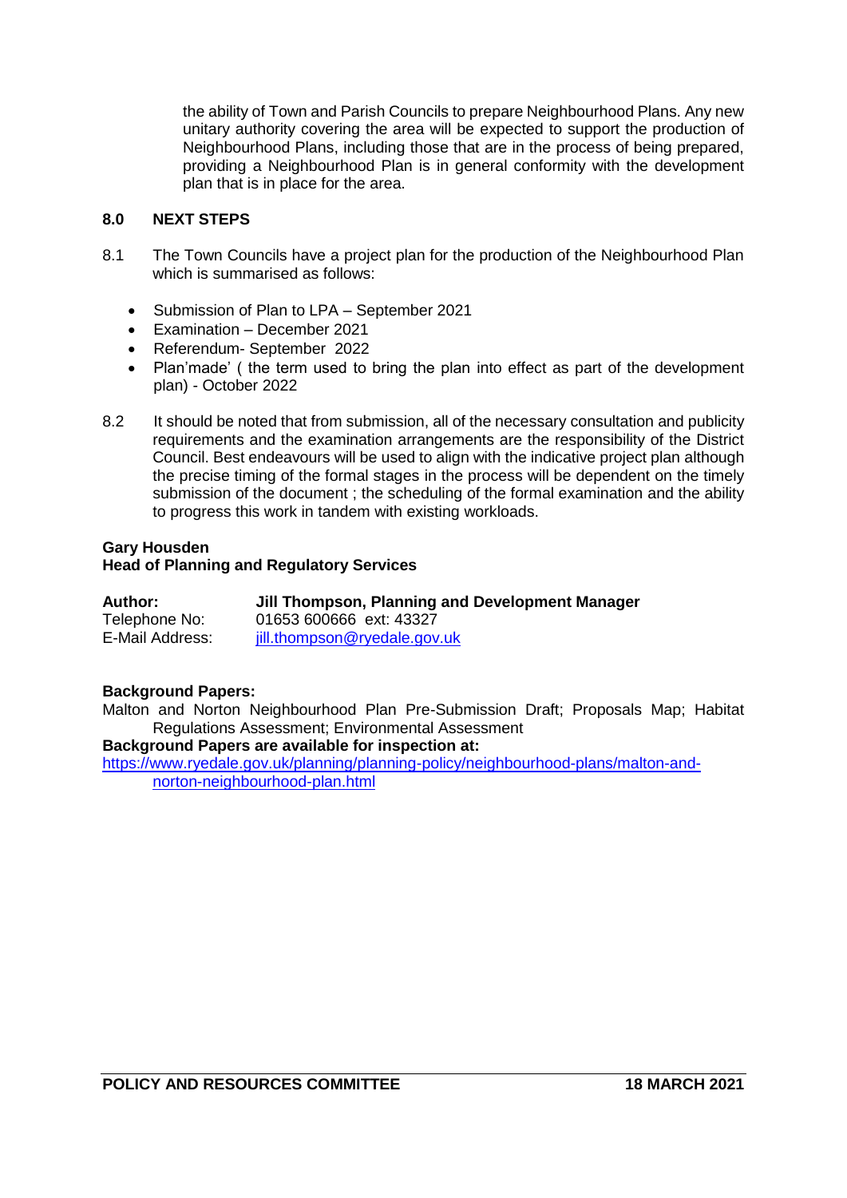the ability of Town and Parish Councils to prepare Neighbourhood Plans. Any new unitary authority covering the area will be expected to support the production of Neighbourhood Plans, including those that are in the process of being prepared, providing a Neighbourhood Plan is in general conformity with the development plan that is in place for the area.

## 8.0 NEXT STEPS

8.1 The Town Councils have a project plan for the production of the Neighbourhood Plan which is summarised as follows:

- Submission of Plan to LPA – September 2021
- Examination – December 2021
- Referendum- September 2022
- Plan'made' ( the term used to bring the plan into effect as part of the development plan) - October 2022

8.2 It should be noted that from submission, all of the necessary consultation and publicity requirements and the examination arrangements are the responsibility of the District Council. Best endeavours will be used to align with the indicative project plan although the precise timing of the formal stages in the process will be dependent on the timely submission of the document ; the scheduling of the formal examination and the ability to progress this work in tandem with existing workloads.

**Gary Housden**
**Head of Planning and Regulatory Services**

| **Author:** | **Jill Thompson, Planning and Development Manager** |
|---|---|
| Telephone No: | 01653 600666 ext: 43327 |
| E-Mail Address: | jill.thompson@ryedale.gov.uk |

**Background Papers:**
Malton and Norton Neighbourhood Plan Pre-Submission Draft; Proposals Map; Habitat Regulations Assessment; Environmental Assessment
**Background Papers are available for inspection at:**
https://www.ryedale.gov.uk/planning/planning-policy/neighbourhood-plans/malton-and-norton-neighbourhood-plan.html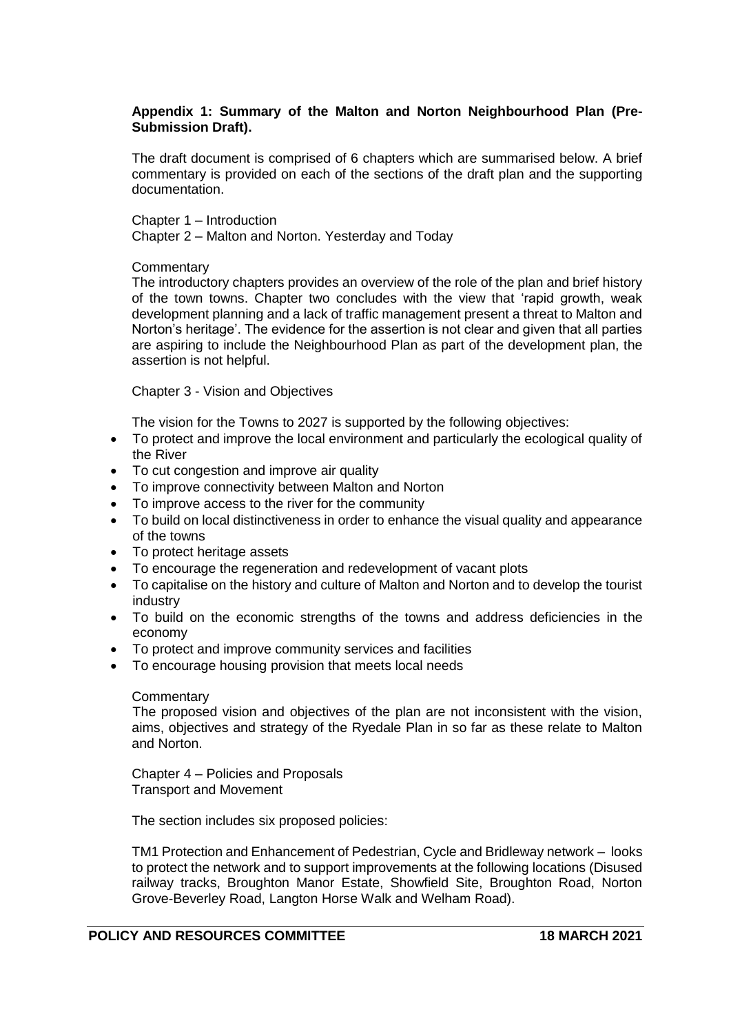**Appendix 1: Summary of the Malton and Norton Neighbourhood Plan (Pre-Submission Draft).**

The draft document is comprised of 6 chapters which are summarised below. A brief commentary is provided on each of the sections of the draft plan and the supporting documentation.

Chapter 1 – Introduction
Chapter 2 – Malton and Norton. Yesterday and Today

Commentary
The introductory chapters provides an overview of the role of the plan and brief history of the town towns. Chapter two concludes with the view that 'rapid growth, weak development planning and a lack of traffic management present a threat to Malton and Norton's heritage'. The evidence for the assertion is not clear and given that all parties are aspiring to include the Neighbourhood Plan as part of the development plan, the assertion is not helpful.

Chapter 3 - Vision and Objectives

The vision for the Towns to 2027 is supported by the following objectives:

- To protect and improve the local environment and particularly the ecological quality of the River
- To cut congestion and improve air quality
- To improve connectivity between Malton and Norton
- To improve access to the river for the community
- To build on local distinctiveness in order to enhance the visual quality and appearance of the towns
- To protect heritage assets
- To encourage the regeneration and redevelopment of vacant plots
- To capitalise on the history and culture of Malton and Norton and to develop the tourist industry
- To build on the economic strengths of the towns and address deficiencies in the economy
- To protect and improve community services and facilities
- To encourage housing provision that meets local needs

Commentary
The proposed vision and objectives of the plan are not inconsistent with the vision, aims, objectives and strategy of the Ryedale Plan in so far as these relate to Malton and Norton.

Chapter 4 – Policies and Proposals
Transport and Movement

The section includes six proposed policies:

TM1 Protection and Enhancement of Pedestrian, Cycle and Bridleway network – looks to protect the network and to support improvements at the following locations (Disused railway tracks, Broughton Manor Estate, Showfield Site, Broughton Road, Norton Grove-Beverley Road, Langton Horse Walk and Welham Road).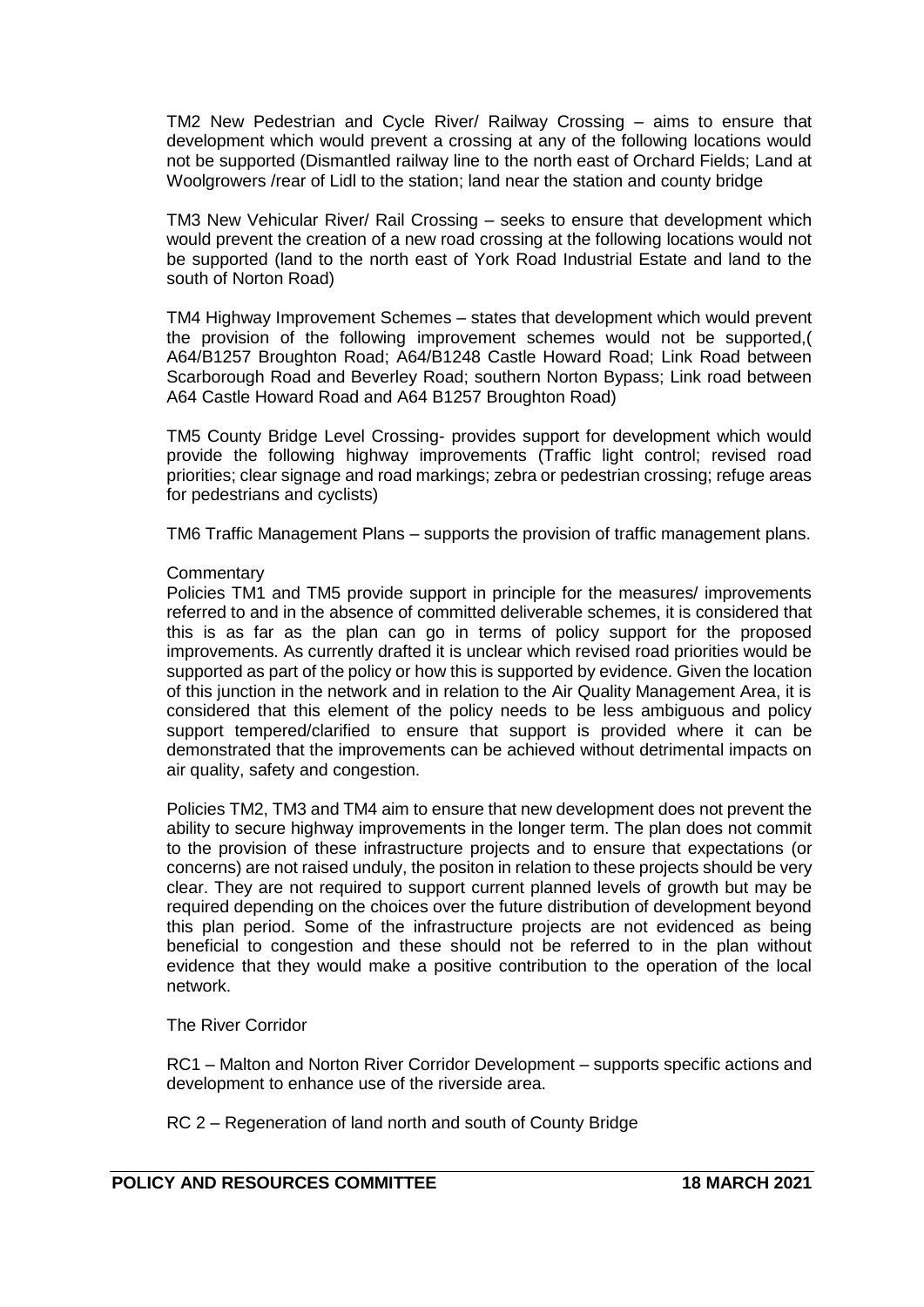TM2 New Pedestrian and Cycle River/ Railway Crossing – aims to ensure that development which would prevent a crossing at any of the following locations would not be supported (Dismantled railway line to the north east of Orchard Fields; Land at Woolgrowers /rear of Lidl to the station; land near the station and county bridge

TM3 New Vehicular River/ Rail Crossing – seeks to ensure that development which would prevent the creation of a new road crossing at the following locations would not be supported (land to the north east of York Road Industrial Estate and land to the south of Norton Road)

TM4 Highway Improvement Schemes – states that development which would prevent the provision of the following improvement schemes would not be supported,( A64/B1257 Broughton Road; A64/B1248 Castle Howard Road; Link Road between Scarborough Road and Beverley Road; southern Norton Bypass; Link road between A64 Castle Howard Road and A64 B1257 Broughton Road)

TM5 County Bridge Level Crossing- provides support for development which would provide the following highway improvements (Traffic light control; revised road priorities; clear signage and road markings; zebra or pedestrian crossing; refuge areas for pedestrians and cyclists)

TM6 Traffic Management Plans – supports the provision of traffic management plans.

Commentary

Policies TM1 and TM5 provide support in principle for the measures/ improvements referred to and in the absence of committed deliverable schemes, it is considered that this is as far as the plan can go in terms of policy support for the proposed improvements. As currently drafted it is unclear which revised road priorities would be supported as part of the policy or how this is supported by evidence. Given the location of this junction in the network and in relation to the Air Quality Management Area, it is considered that this element of the policy needs to be less ambiguous and policy support tempered/clarified to ensure that support is provided where it can be demonstrated that the improvements can be achieved without detrimental impacts on air quality, safety and congestion.

Policies TM2, TM3 and TM4 aim to ensure that new development does not prevent the ability to secure highway improvements in the longer term. The plan does not commit to the provision of these infrastructure projects and to ensure that expectations (or concerns) are not raised unduly, the positon in relation to these projects should be very clear. They are not required to support current planned levels of growth but may be required depending on the choices over the future distribution of development beyond this plan period. Some of the infrastructure projects are not evidenced as being beneficial to congestion and these should not be referred to in the plan without evidence that they would make a positive contribution to the operation of the local network.

The River Corridor

RC1 – Malton and Norton River Corridor Development – supports specific actions and development to enhance use of the riverside area.

RC 2 – Regeneration of land north and south of County Bridge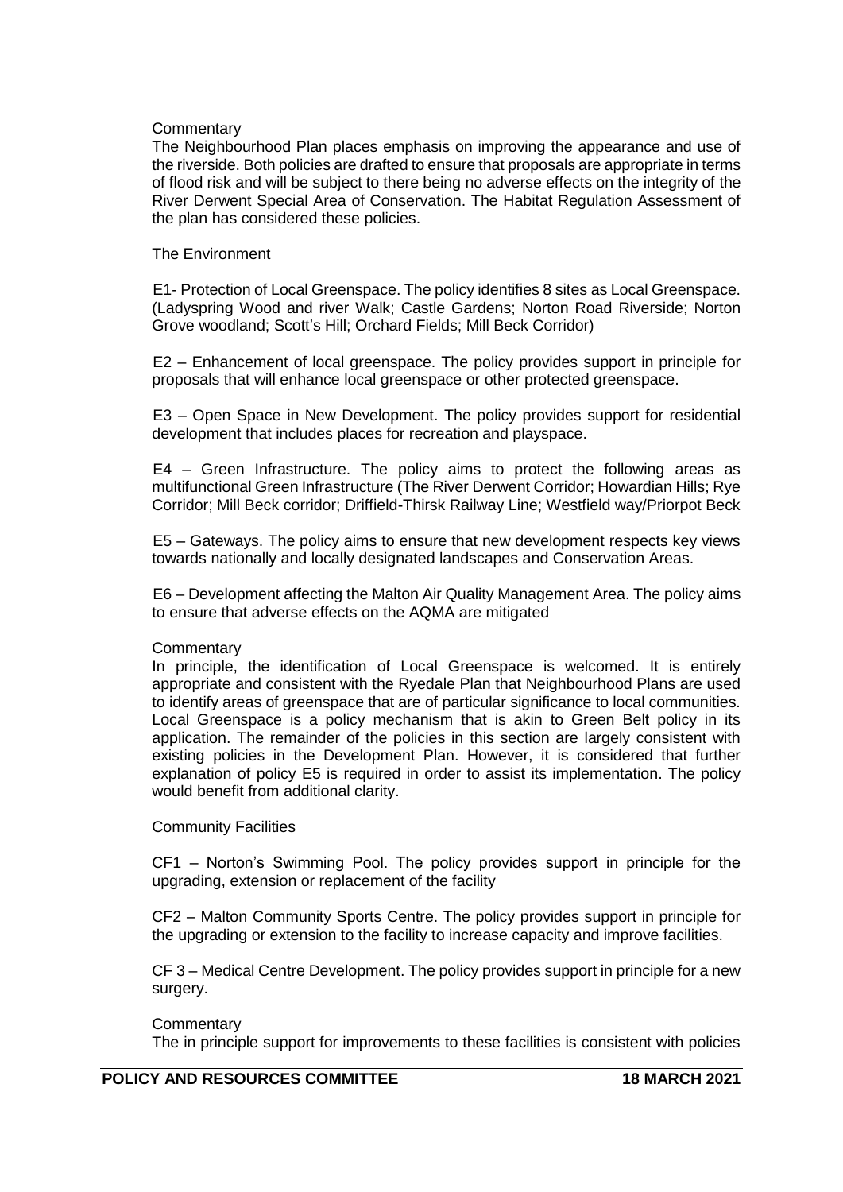Commentary

The Neighbourhood Plan places emphasis on improving the appearance and use of the riverside. Both policies are drafted to ensure that proposals are appropriate in terms of flood risk and will be subject to there being no adverse effects on the integrity of the River Derwent Special Area of Conservation. The Habitat Regulation Assessment of the plan has considered these policies.

The Environment

E1- Protection of Local Greenspace. The policy identifies 8 sites as Local Greenspace. (Ladyspring Wood and river Walk; Castle Gardens; Norton Road Riverside; Norton Grove woodland; Scott's Hill; Orchard Fields; Mill Beck Corridor)

E2 – Enhancement of local greenspace. The policy provides support in principle for proposals that will enhance local greenspace or other protected greenspace.

E3 – Open Space in New Development. The policy provides support for residential development that includes places for recreation and playspace.

E4 – Green Infrastructure. The policy aims to protect the following areas as multifunctional Green Infrastructure (The River Derwent Corridor; Howardian Hills; Rye Corridor; Mill Beck corridor; Driffield-Thirsk Railway Line; Westfield way/Priorpot Beck

E5 – Gateways. The policy aims to ensure that new development respects key views towards nationally and locally designated landscapes and Conservation Areas.

E6 – Development affecting the Malton Air Quality Management Area. The policy aims to ensure that adverse effects on the AQMA are mitigated

Commentary

In principle, the identification of Local Greenspace is welcomed. It is entirely appropriate and consistent with the Ryedale Plan that Neighbourhood Plans are used to identify areas of greenspace that are of particular significance to local communities. Local Greenspace is a policy mechanism that is akin to Green Belt policy in its application. The remainder of the policies in this section are largely consistent with existing policies in the Development Plan. However, it is considered that further explanation of policy E5 is required in order to assist its implementation. The policy would benefit from additional clarity.

Community Facilities

CF1 – Norton's Swimming Pool. The policy provides support in principle for the upgrading, extension or replacement of the facility

CF2 – Malton Community Sports Centre. The policy provides support in principle for the upgrading or extension to the facility to increase capacity and improve facilities.

CF 3 – Medical Centre Development. The policy provides support in principle for a new surgery.

Commentary

The in principle support for improvements to these facilities is consistent with policies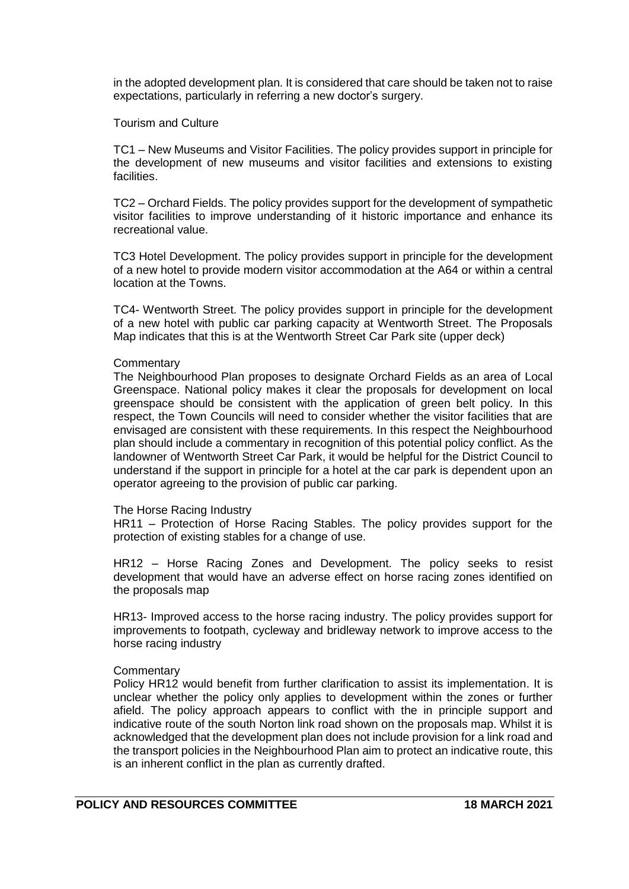in the adopted development plan. It is considered that care should be taken not to raise expectations, particularly in referring a new doctor's surgery.

Tourism and Culture

TC1 – New Museums and Visitor Facilities. The policy provides support in principle for the development of new museums and visitor facilities and extensions to existing facilities.

TC2 – Orchard Fields. The policy provides support for the development of sympathetic visitor facilities to improve understanding of it historic importance and enhance its recreational value.

TC3 Hotel Development. The policy provides support in principle for the development of a new hotel to provide modern visitor accommodation at the A64 or within a central location at the Towns.

TC4- Wentworth Street. The policy provides support in principle for the development of a new hotel with public car parking capacity at Wentworth Street. The Proposals Map indicates that this is at the Wentworth Street Car Park site (upper deck)

Commentary

The Neighbourhood Plan proposes to designate Orchard Fields as an area of Local Greenspace. National policy makes it clear the proposals for development on local greenspace should be consistent with the application of green belt policy. In this respect, the Town Councils will need to consider whether the visitor facilities that are envisaged are consistent with these requirements. In this respect the Neighbourhood plan should include a commentary in recognition of this potential policy conflict. As the landowner of Wentworth Street Car Park, it would be helpful for the District Council to understand if the support in principle for a hotel at the car park is dependent upon an operator agreeing to the provision of public car parking.

The Horse Racing Industry

HR11 – Protection of Horse Racing Stables. The policy provides support for the protection of existing stables for a change of use.

HR12 – Horse Racing Zones and Development. The policy seeks to resist development that would have an adverse effect on horse racing zones identified on the proposals map

HR13- Improved access to the horse racing industry. The policy provides support for improvements to footpath, cycleway and bridleway network to improve access to the horse racing industry

Commentary

Policy HR12 would benefit from further clarification to assist its implementation. It is unclear whether the policy only applies to development within the zones or further afield. The policy approach appears to conflict with the in principle support and indicative route of the south Norton link road shown on the proposals map. Whilst it is acknowledged that the development plan does not include provision for a link road and the transport policies in the Neighbourhood Plan aim to protect an indicative route, this is an inherent conflict in the plan as currently drafted.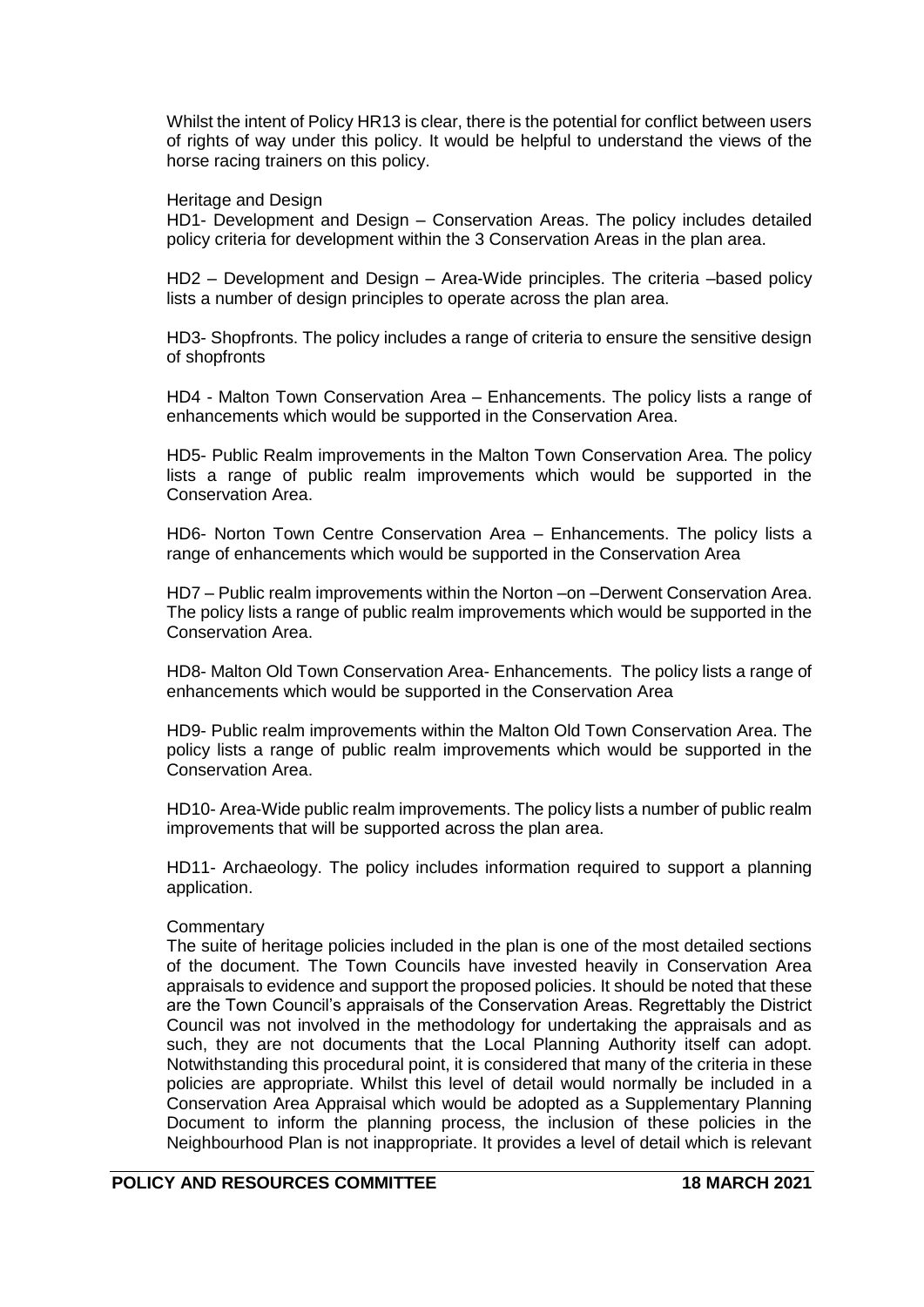Whilst the intent of Policy HR13 is clear, there is the potential for conflict between users of rights of way under this policy. It would be helpful to understand the views of the horse racing trainers on this policy.

Heritage and Design

HD1- Development and Design – Conservation Areas. The policy includes detailed policy criteria for development within the 3 Conservation Areas in the plan area.

HD2 – Development and Design – Area-Wide principles. The criteria –based policy lists a number of design principles to operate across the plan area.

HD3- Shopfronts. The policy includes a range of criteria to ensure the sensitive design of shopfronts

HD4 - Malton Town Conservation Area – Enhancements. The policy lists a range of enhancements which would be supported in the Conservation Area.

HD5- Public Realm improvements in the Malton Town Conservation Area. The policy lists a range of public realm improvements which would be supported in the Conservation Area.

HD6- Norton Town Centre Conservation Area – Enhancements. The policy lists a range of enhancements which would be supported in the Conservation Area

HD7 – Public realm improvements within the Norton –on –Derwent Conservation Area. The policy lists a range of public realm improvements which would be supported in the Conservation Area.

HD8- Malton Old Town Conservation Area- Enhancements. The policy lists a range of enhancements which would be supported in the Conservation Area

HD9- Public realm improvements within the Malton Old Town Conservation Area. The policy lists a range of public realm improvements which would be supported in the Conservation Area.

HD10- Area-Wide public realm improvements. The policy lists a number of public realm improvements that will be supported across the plan area.

HD11- Archaeology. The policy includes information required to support a planning application.

Commentary

The suite of heritage policies included in the plan is one of the most detailed sections of the document. The Town Councils have invested heavily in Conservation Area appraisals to evidence and support the proposed policies. It should be noted that these are the Town Council's appraisals of the Conservation Areas. Regrettably the District Council was not involved in the methodology for undertaking the appraisals and as such, they are not documents that the Local Planning Authority itself can adopt. Notwithstanding this procedural point, it is considered that many of the criteria in these policies are appropriate. Whilst this level of detail would normally be included in a Conservation Area Appraisal which would be adopted as a Supplementary Planning Document to inform the planning process, the inclusion of these policies in the Neighbourhood Plan is not inappropriate. It provides a level of detail which is relevant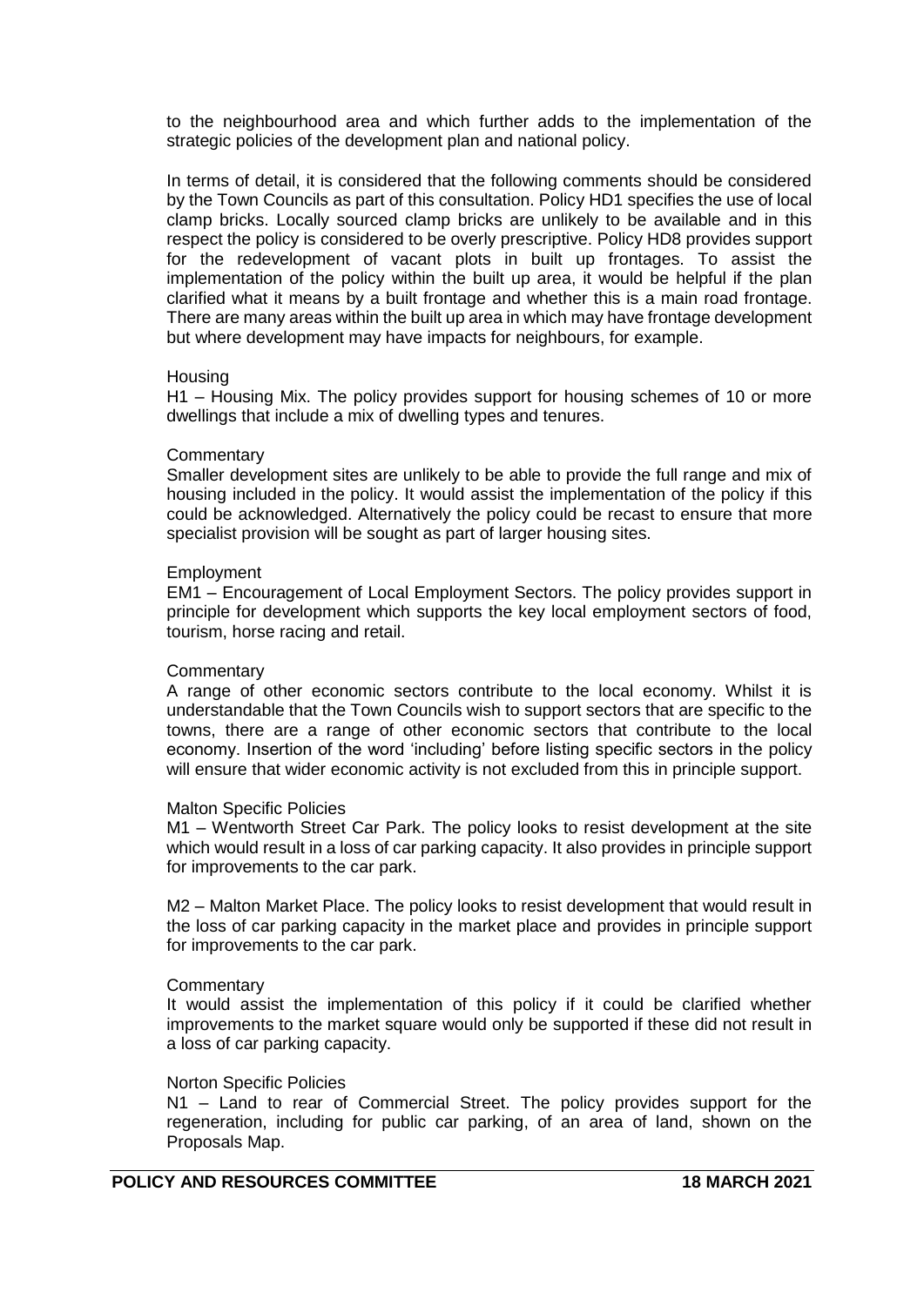to the neighbourhood area and which further adds to the implementation of the strategic policies of the development plan and national policy.

In terms of detail, it is considered that the following comments should be considered by the Town Councils as part of this consultation. Policy HD1 specifies the use of local clamp bricks. Locally sourced clamp bricks are unlikely to be available and in this respect the policy is considered to be overly prescriptive. Policy HD8 provides support for the redevelopment of vacant plots in built up frontages. To assist the implementation of the policy within the built up area, it would be helpful if the plan clarified what it means by a built frontage and whether this is a main road frontage. There are many areas within the built up area in which may have frontage development but where development may have impacts for neighbours, for example.

Housing

H1 – Housing Mix. The policy provides support for housing schemes of 10 or more dwellings that include a mix of dwelling types and tenures.

Commentary

Smaller development sites are unlikely to be able to provide the full range and mix of housing included in the policy. It would assist the implementation of the policy if this could be acknowledged. Alternatively the policy could be recast to ensure that more specialist provision will be sought as part of larger housing sites.

Employment

EM1 – Encouragement of Local Employment Sectors. The policy provides support in principle for development which supports the key local employment sectors of food, tourism, horse racing and retail.

Commentary

A range of other economic sectors contribute to the local economy. Whilst it is understandable that the Town Councils wish to support sectors that are specific to the towns, there are a range of other economic sectors that contribute to the local economy. Insertion of the word 'including' before listing specific sectors in the policy will ensure that wider economic activity is not excluded from this in principle support.

Malton Specific Policies

M1 – Wentworth Street Car Park. The policy looks to resist development at the site which would result in a loss of car parking capacity. It also provides in principle support for improvements to the car park.

M2 – Malton Market Place. The policy looks to resist development that would result in the loss of car parking capacity in the market place and provides in principle support for improvements to the car park.

Commentary

It would assist the implementation of this policy if it could be clarified whether improvements to the market square would only be supported if these did not result in a loss of car parking capacity.

Norton Specific Policies

N1 – Land to rear of Commercial Street. The policy provides support for the regeneration, including for public car parking, of an area of land, shown on the Proposals Map.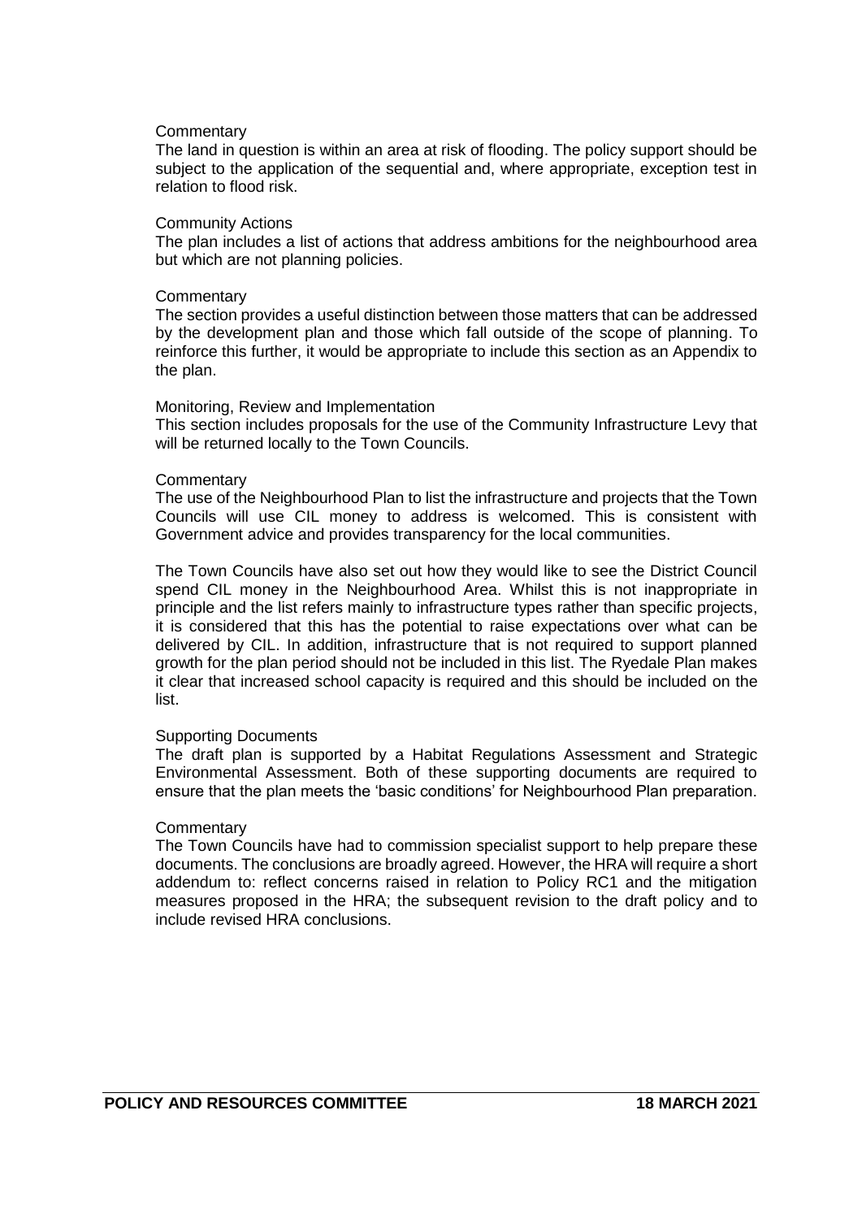Commentary

The land in question is within an area at risk of flooding. The policy support should be subject to the application of the sequential and, where appropriate, exception test in relation to flood risk.

Community Actions

The plan includes a list of actions that address ambitions for the neighbourhood area but which are not planning policies.

Commentary

The section provides a useful distinction between those matters that can be addressed by the development plan and those which fall outside of the scope of planning. To reinforce this further, it would be appropriate to include this section as an Appendix to the plan.

Monitoring, Review and Implementation

This section includes proposals for the use of the Community Infrastructure Levy that will be returned locally to the Town Councils.

Commentary

The use of the Neighbourhood Plan to list the infrastructure and projects that the Town Councils will use CIL money to address is welcomed. This is consistent with Government advice and provides transparency for the local communities.

The Town Councils have also set out how they would like to see the District Council spend CIL money in the Neighbourhood Area. Whilst this is not inappropriate in principle and the list refers mainly to infrastructure types rather than specific projects, it is considered that this has the potential to raise expectations over what can be delivered by CIL. In addition, infrastructure that is not required to support planned growth for the plan period should not be included in this list. The Ryedale Plan makes it clear that increased school capacity is required and this should be included on the list.

Supporting Documents

The draft plan is supported by a Habitat Regulations Assessment and Strategic Environmental Assessment. Both of these supporting documents are required to ensure that the plan meets the 'basic conditions' for Neighbourhood Plan preparation.

Commentary

The Town Councils have had to commission specialist support to help prepare these documents. The conclusions are broadly agreed. However, the HRA will require a short addendum to: reflect concerns raised in relation to Policy RC1 and the mitigation measures proposed in the HRA; the subsequent revision to the draft policy and to include revised HRA conclusions.